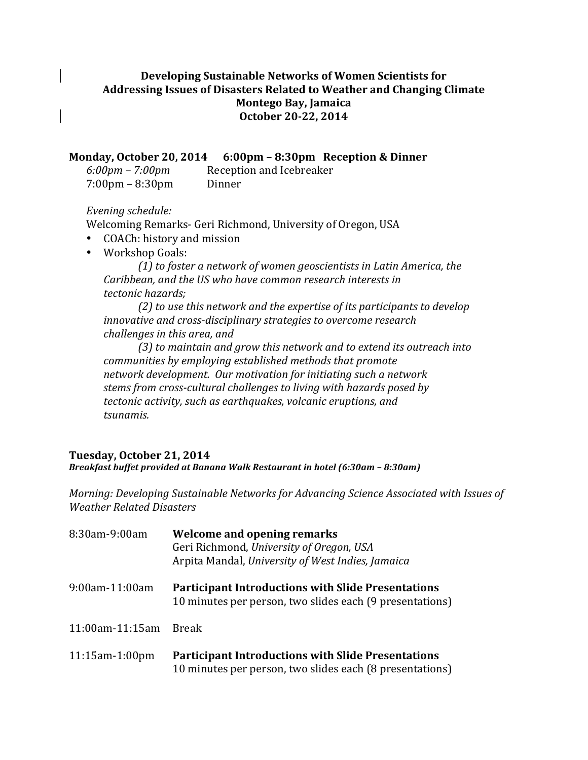**Developing Sustainable Networks of Women Scientists for Addressing Issues of Disasters Related to Weather and Changing Climate**
**Montego Bay, Jamaica**
**October 20-22, 2014**

**Monday, October 20, 2014 6:00pm – 8:30pm Reception & Dinner**

*6:00pm – 7:00pm* Reception and Icebreaker
7:00pm – 8:30pm Dinner

*Evening schedule:*
Welcoming Remarks- Geri Richmond, University of Oregon, USA

- COACh: history and mission
- Workshop Goals:
  *(1) to foster a network of women geoscientists in Latin America, the Caribbean, and the US who have common research interests in tectonic hazards;*
  *(2) to use this network and the expertise of its participants to develop innovative and cross-disciplinary strategies to overcome research challenges in this area, and*
  *(3) to maintain and grow this network and to extend its outreach into communities by employing established methods that promote network development. Our motivation for initiating such a network stems from cross-cultural challenges to living with hazards posed by tectonic activity, such as earthquakes, volcanic eruptions, and tsunamis.*

**Tuesday, October 21, 2014**
***Breakfast buffet provided at Banana Walk Restaurant in hotel (6:30am – 8:30am)***

*Morning: Developing Sustainable Networks for Advancing Science Associated with Issues of Weather Related Disasters*

| | |
|---|---|
| 8:30am-9:00am | **Welcome and opening remarks**<br>Geri Richmond, *University of Oregon, USA*<br>Arpita Mandal, *University of West Indies, Jamaica* |
| 9:00am-11:00am | **Participant Introductions with Slide Presentations**<br>10 minutes per person, two slides each (9 presentations) |
| 11:00am-11:15am | Break |
| 11:15am-1:00pm | **Participant Introductions with Slide Presentations**<br>10 minutes per person, two slides each (8 presentations) |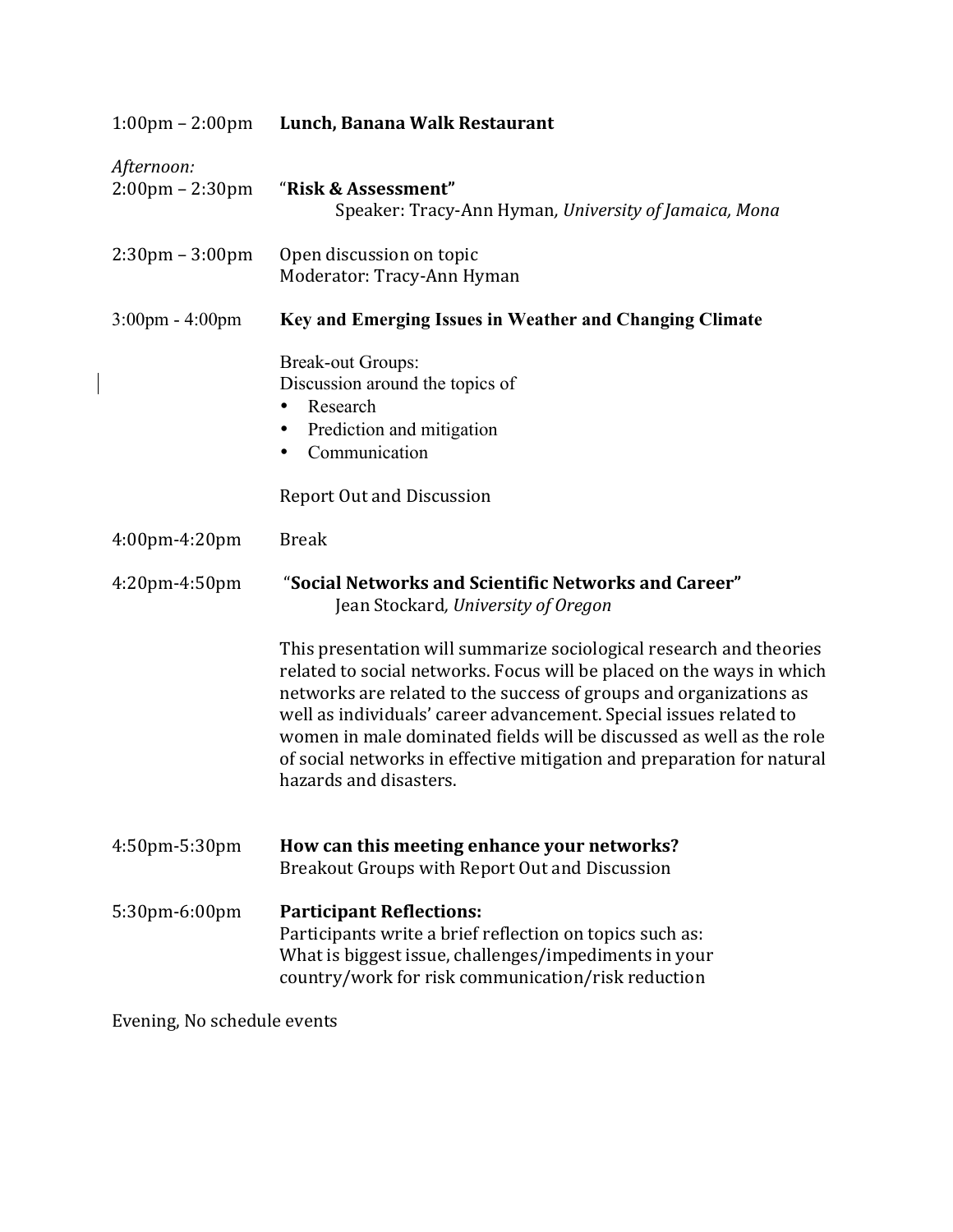1:00pm – 2:00pm **Lunch, Banana Walk Restaurant**

*Afternoon:*

2:00pm – 2:30pm "**Risk & Assessment"**
Speaker: Tracy-Ann Hyman*, University of Jamaica, Mona*

2:30pm – 3:00pm Open discussion on topic
Moderator: Tracy-Ann Hyman

3:00pm - 4:00pm **Key and Emerging Issues in Weather and Changing Climate**

Break-out Groups:
Discussion around the topics of

- Research
- Prediction and mitigation
- Communication

Report Out and Discussion

4:00pm-4:20pm Break

4:20pm-4:50pm "**Social Networks and Scientific Networks and Career"**
Jean Stockard*, University of Oregon*

This presentation will summarize sociological research and theories related to social networks. Focus will be placed on the ways in which networks are related to the success of groups and organizations as well as individuals' career advancement. Special issues related to women in male dominated fields will be discussed as well as the role of social networks in effective mitigation and preparation for natural hazards and disasters.

4:50pm-5:30pm **How can this meeting enhance your networks?**
Breakout Groups with Report Out and Discussion

5:30pm-6:00pm **Participant Reflections:**
Participants write a brief reflection on topics such as:
What is biggest issue, challenges/impediments in your country/work for risk communication/risk reduction

Evening, No schedule events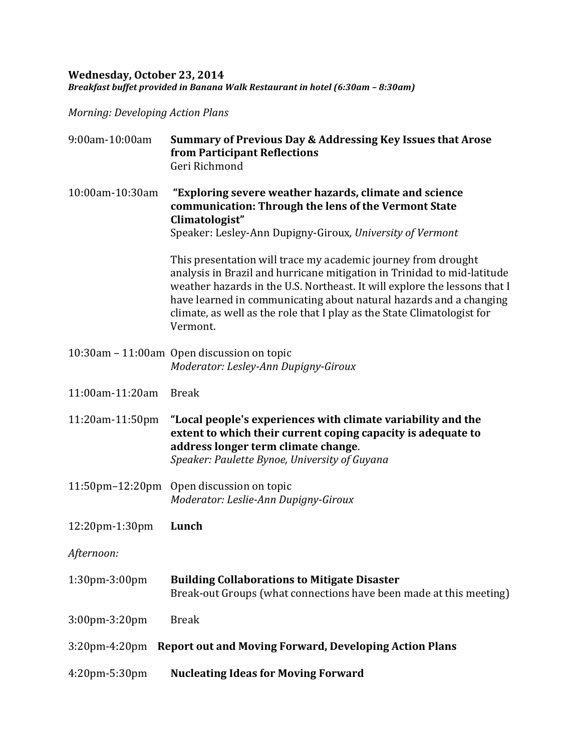**Wednesday, October 23, 2014**
***Breakfast buffet provided in Banana Walk Restaurant in hotel (6:30am – 8:30am)***

*Morning: Developing Action Plans*

9:00am-10:00am **Summary of Previous Day & Addressing Key Issues that Arose from Participant Reflections**
Geri Richmond

10:00am-10:30am **"Exploring severe weather hazards, climate and science communication: Through the lens of the Vermont State Climatologist"**
Speaker: Lesley-Ann Dupigny-Giroux*, University of Vermont*

This presentation will trace my academic journey from drought analysis in Brazil and hurricane mitigation in Trinidad to mid-latitude weather hazards in the U.S. Northeast. It will explore the lessons that I have learned in communicating about natural hazards and a changing climate, as well as the role that I play as the State Climatologist for Vermont.

10:30am – 11:00am Open discussion on topic
*Moderator: Lesley-Ann Dupigny-Giroux*

11:00am-11:20am Break

11:20am-11:50pm **"Local people's experiences with climate variability and the extent to which their current coping capacity is adequate to address longer term climate change**.
*Speaker: Paulette Bynoe, University of Guyana*

11:50pm–12:20pm Open discussion on topic
*Moderator: Leslie-Ann Dupigny-Giroux*

12:20pm-1:30pm **Lunch**

*Afternoon:*

1:30pm-3:00pm **Building Collaborations to Mitigate Disaster**
Break-out Groups (what connections have been made at this meeting)

3:00pm-3:20pm Break

3:20pm-4:20pm **Report out and Moving Forward, Developing Action Plans**

4:20pm-5:30pm **Nucleating Ideas for Moving Forward**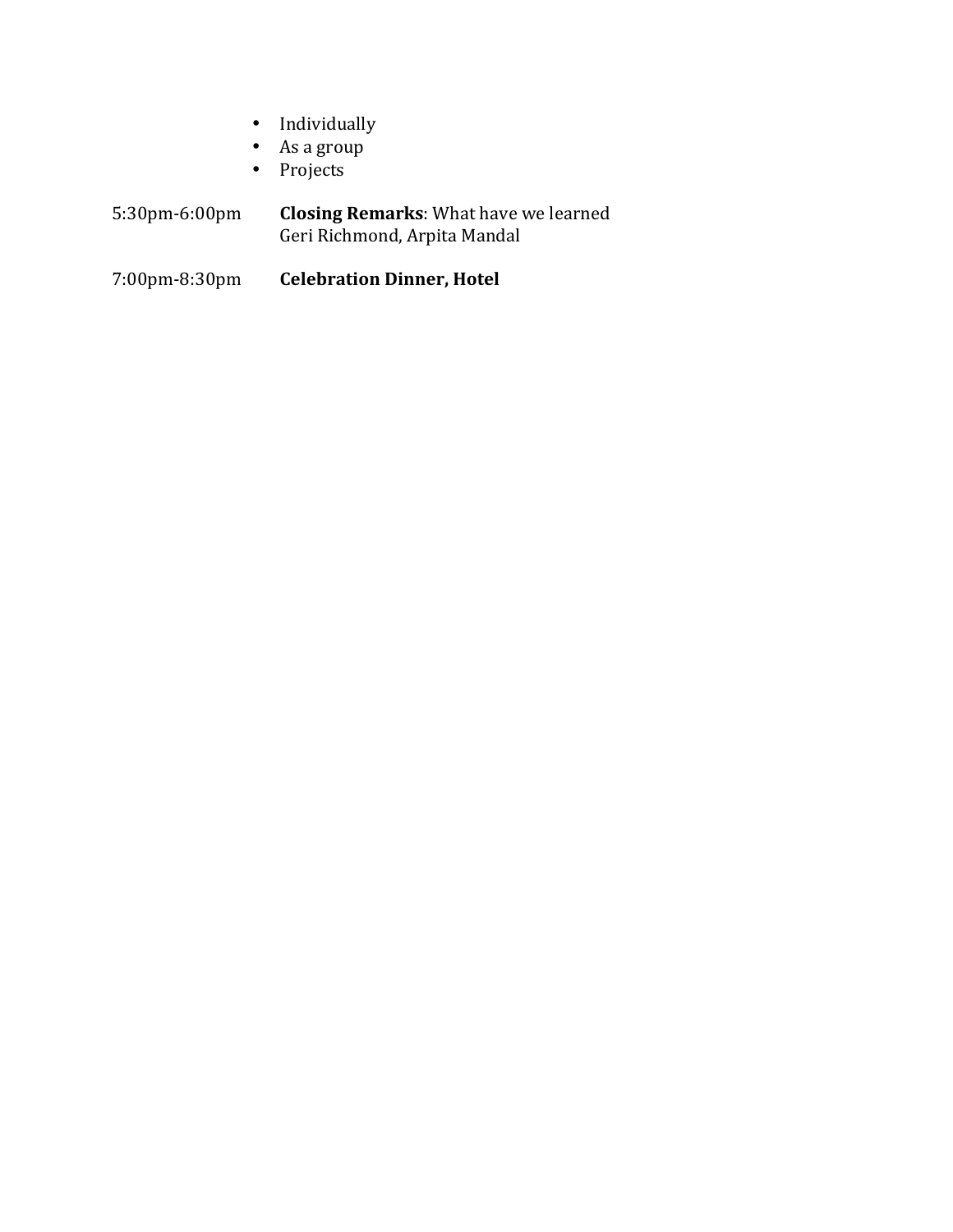- Individually
- As a group
- Projects

5:30pm-6:00pm **Closing Remarks**: What have we learned
Geri Richmond, Arpita Mandal

7:00pm-8:30pm **Celebration Dinner, Hotel**